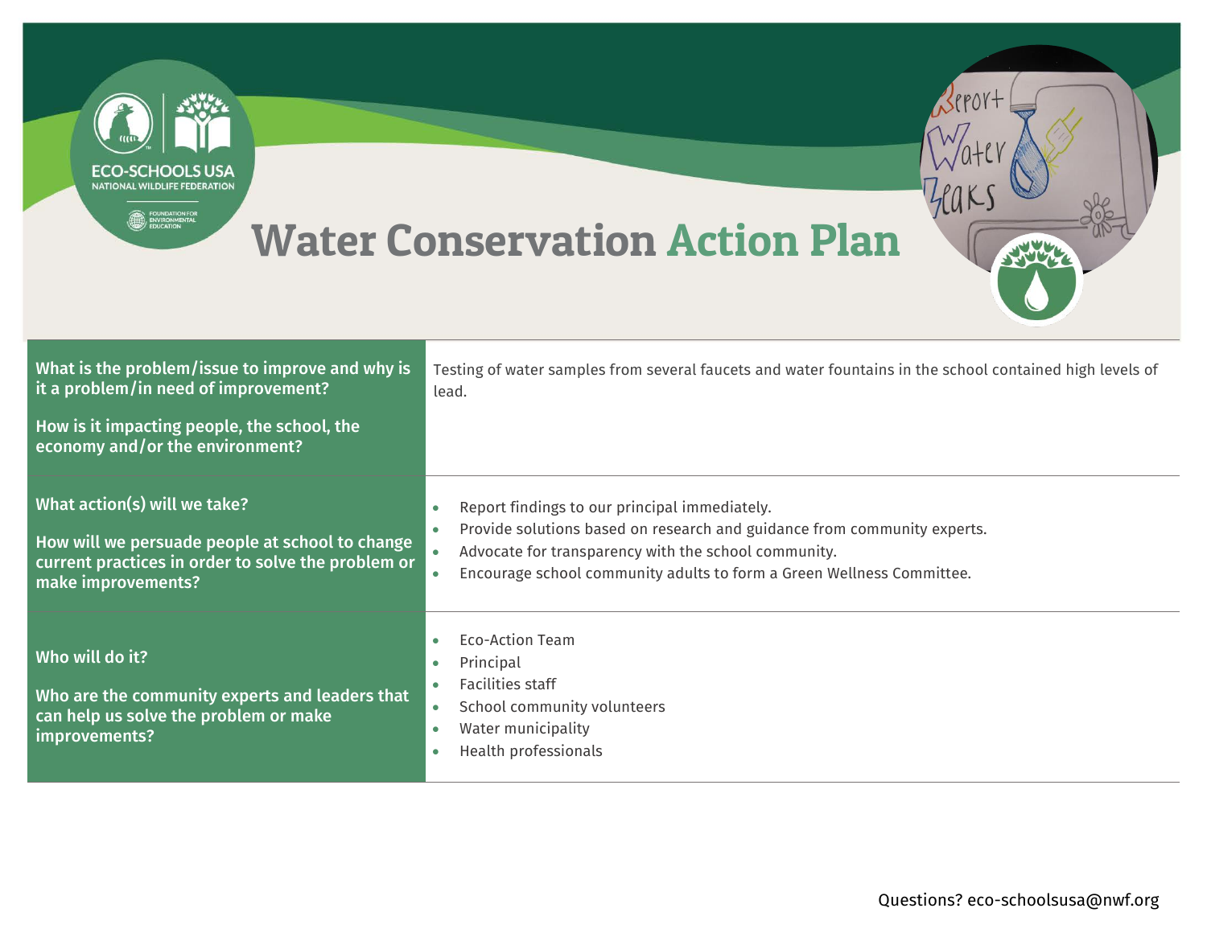# Water Conservation Action Plan

| | |
|---|---|
| **What is the problem/issue to improve and why is it a problem/in need of improvement?**<br><br>**How is it impacting people, the school, the economy and/or the environment?** | Testing of water samples from several faucets and water fountains in the school contained high levels of lead. |
| **What action(s) will we take?**<br><br>**How will we persuade people at school to change current practices in order to solve the problem or make improvements?** | • Report findings to our principal immediately.<br>• Provide solutions based on research and guidance from community experts.<br>• Advocate for transparency with the school community.<br>• Encourage school community adults to form a Green Wellness Committee. |
| **Who will do it?**<br><br>**Who are the community experts and leaders that can help us solve the problem or make improvements?** | • Eco-Action Team<br>• Principal<br>• Facilities staff<br>• School community volunteers<br>• Water municipality<br>• Health professionals |

Questions? eco-schoolsusa@nwf.org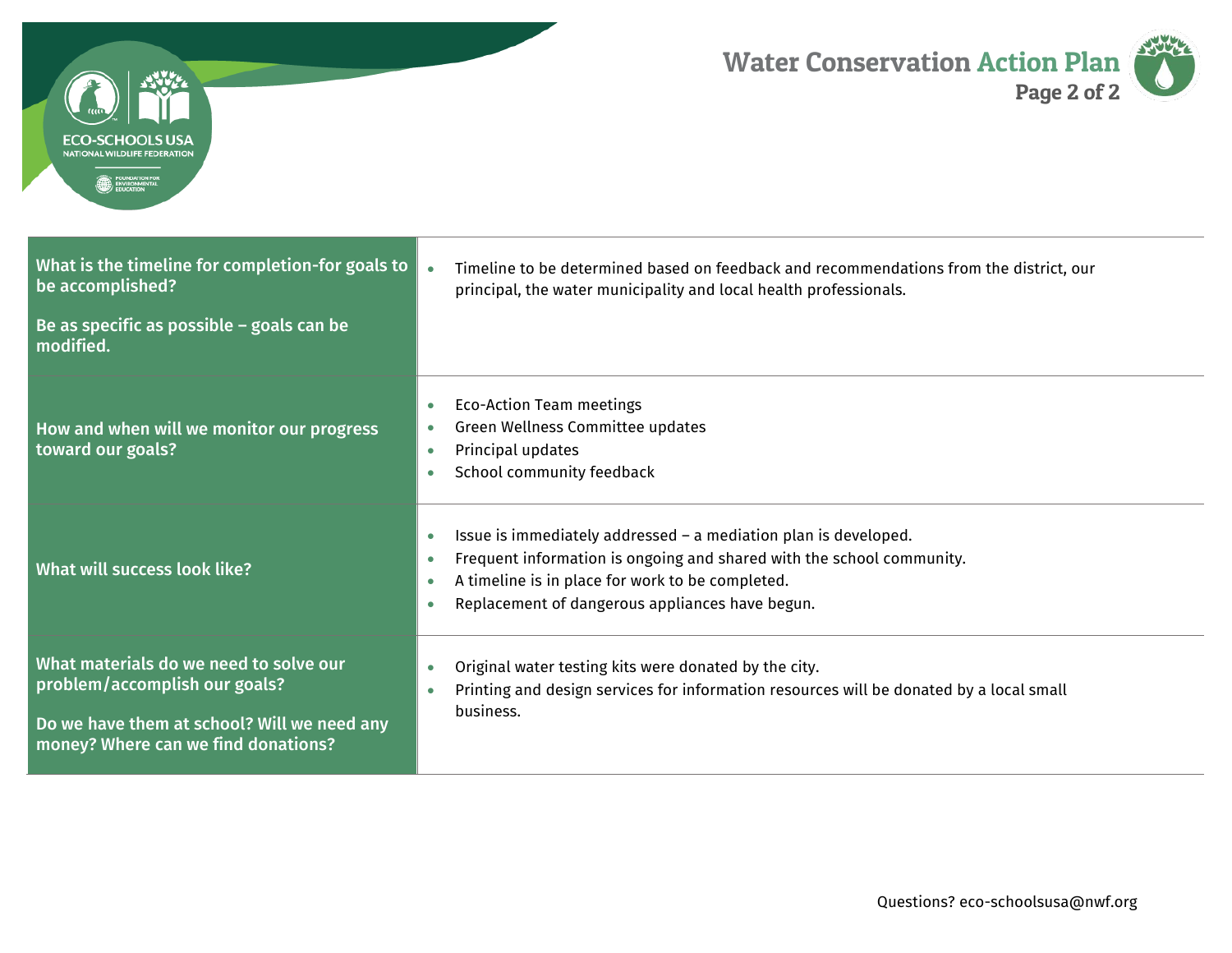# Water Conservation Action Plan

| | |
|---|---|
| **What is the timeline for completion-for goals to be accomplished?**<br><br>**Be as specific as possible – goals can be modified.** | • Timeline to be determined based on feedback and recommendations from the district, our principal, the water municipality and local health professionals. |
| **How and when will we monitor our progress toward our goals?** | • Eco-Action Team meetings<br>• Green Wellness Committee updates<br>• Principal updates<br>• School community feedback |
| **What will success look like?** | • Issue is immediately addressed – a mediation plan is developed.<br>• Frequent information is ongoing and shared with the school community.<br>• A timeline is in place for work to be completed.<br>• Replacement of dangerous appliances have begun. |
| **What materials do we need to solve our problem/accomplish our goals?**<br><br>**Do we have them at school? Will we need any money? Where can we find donations?** | • Original water testing kits were donated by the city.<br>• Printing and design services for information resources will be donated by a local small business. |

Questions? eco-schoolsusa@nwf.org